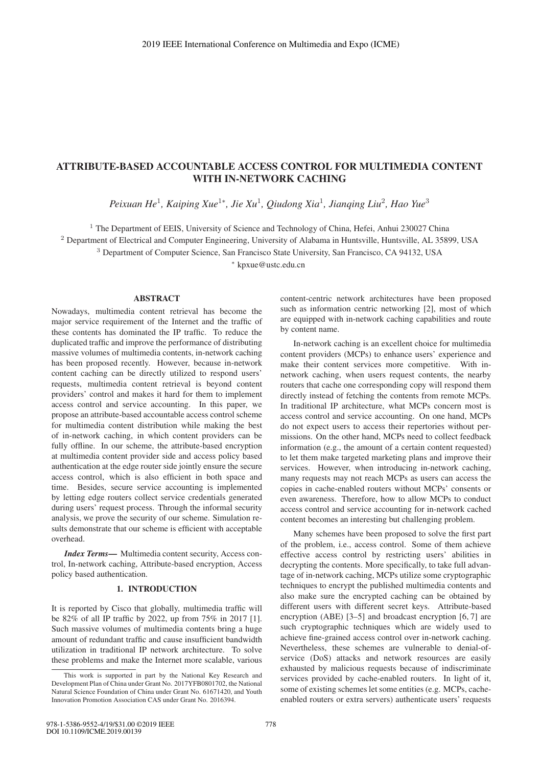# ATTRIBUTE-BASED ACCOUNTABLE ACCESS CONTROL FOR MULTIMEDIA CONTENT WITH IN-NETWORK CACHING

*Peixuan He*[1], *Kaiping Xue*[1*], *Jie Xu*[1], *Qiudong Xia*[1], *Jianqing Liu*[2], *Hao Yue*[3]

[1] The Department of EEIS, University of Science and Technology of China, Hefei, Anhui 230027 China
[2] Department of Electrical and Computer Engineering, University of Alabama in Huntsville, Huntsville, AL 35899, USA
[3] Department of Computer Science, San Francisco State University, San Francisco, CA 94132, USA
[*] kpxue@ustc.edu.cn

## ABSTRACT

Nowadays, multimedia content retrieval has become the major service requirement of the Internet and the traffic of these contents has dominated the IP traffic. To reduce the duplicated traffic and improve the performance of distributing massive volumes of multimedia contents, in-network caching has been proposed recently. However, because in-network content caching can be directly utilized to respond users' requests, multimedia content retrieval is beyond content providers' control and makes it hard for them to implement access control and service accounting. In this paper, we propose an attribute-based accountable access control scheme for multimedia content distribution while making the best of in-network caching, in which content providers can be fully offline. In our scheme, the attribute-based encryption at multimedia content provider side and access policy based authentication at the edge router side jointly ensure the secure access control, which is also efficient in both space and time. Besides, secure service accounting is implemented by letting edge routers collect service credentials generated during users' request process. Through the informal security analysis, we prove the security of our scheme. Simulation results demonstrate that our scheme is efficient with acceptable overhead.

***Index Terms*—** Multimedia content security, Access control, In-network caching, Attribute-based encryption, Access policy based authentication.

## 1. INTRODUCTION

It is reported by Cisco that globally, multimedia traffic will be 82% of all IP traffic by 2022, up from 75% in 2017 [1]. Such massive volumes of multimedia contents bring a huge amount of redundant traffic and cause insufficient bandwidth utilization in traditional IP network architecture. To solve these problems and make the Internet more scalable, various content-centric network architectures have been proposed such as information centric networking [2], most of which are equipped with in-network caching capabilities and route by content name.

In-network caching is an excellent choice for multimedia content providers (MCPs) to enhance users' experience and make their content services more competitive. With in-network caching, when users request contents, the nearby routers that cache one corresponding copy will respond them directly instead of fetching the contents from remote MCPs. In traditional IP architecture, what MCPs concern most is access control and service accounting. On one hand, MCPs do not expect users to access their repertories without permissions. On the other hand, MCPs need to collect feedback information (e.g., the amount of a certain content requested) to let them make targeted marketing plans and improve their services. However, when introducing in-network caching, many requests may not reach MCPs as users can access the copies in cache-enabled routers without MCPs' consents or even awareness. Therefore, how to allow MCPs to conduct access control and service accounting for in-network cached content becomes an interesting but challenging problem.

Many schemes have been proposed to solve the first part of the problem, i.e., access control. Some of them achieve effective access control by restricting users' abilities in decrypting the contents. More specifically, to take full advantage of in-network caching, MCPs utilize some cryptographic techniques to encrypt the published multimedia contents and also make sure the encrypted caching can be obtained by different users with different secret keys. Attribute-based encryption (ABE) [3–5] and broadcast encryption [6, 7] are such cryptographic techniques which are widely used to achieve fine-grained access control over in-network caching. Nevertheless, these schemes are vulnerable to denial-of-service (DoS) attacks and network resources are easily exhausted by malicious requests because of indiscriminate services provided by cache-enabled routers. In light of it, some of existing schemes let some entities (e.g. MCPs, cache-enabled routers or extra servers) authenticate users' requests

This work is supported in part by the National Key Research and Development Plan of China under Grant No. 2017YFB0801702, the National Natural Science Foundation of China under Grant No. 61671420, and Youth Innovation Promotion Association CAS under Grant No. 2016394.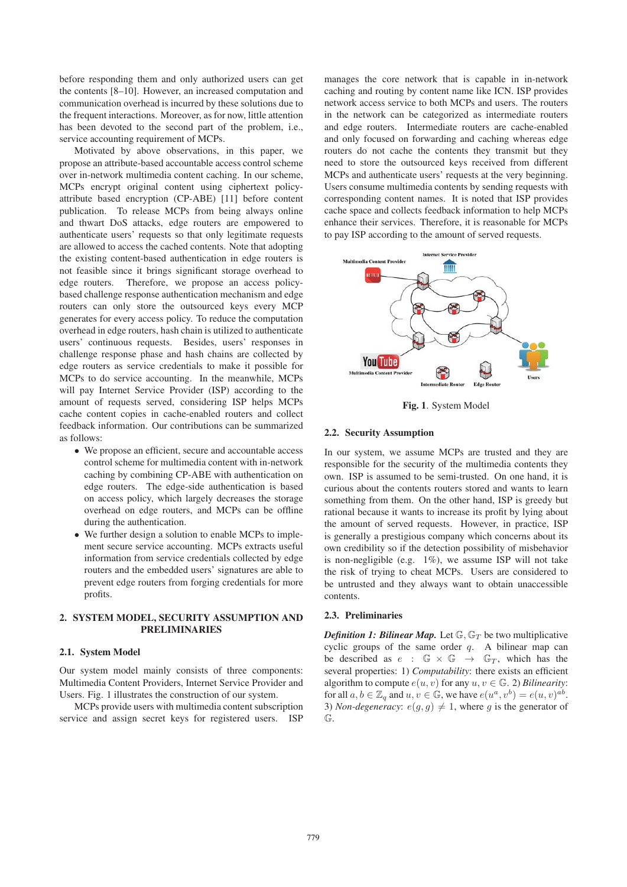before responding them and only authorized users can get the contents [8–10]. However, an increased computation and communication overhead is incurred by these solutions due to the frequent interactions. Moreover, as for now, little attention has been devoted to the second part of the problem, i.e., service accounting requirement of MCPs.

Motivated by above observations, in this paper, we propose an attribute-based accountable access control scheme over in-network multimedia content caching. In our scheme, MCPs encrypt original content using ciphertext policy-attribute based encryption (CP-ABE) [11] before content publication. To release MCPs from being always online and thwart DoS attacks, edge routers are empowered to authenticate users' requests so that only legitimate requests are allowed to access the cached contents. Note that adopting the existing content-based authentication in edge routers is not feasible since it brings significant storage overhead to edge routers. Therefore, we propose an access policy-based challenge response authentication mechanism and edge routers can only store the outsourced keys every MCP generates for every access policy. To reduce the computation overhead in edge routers, hash chain is utilized to authenticate users' continuous requests. Besides, users' responses in challenge response phase and hash chains are collected by edge routers as service credentials to make it possible for MCPs to do service accounting. In the meanwhile, MCPs will pay Internet Service Provider (ISP) according to the amount of requests served, considering ISP helps MCPs cache content copies in cache-enabled routers and collect feedback information. Our contributions can be summarized as follows:

- We propose an efficient, secure and accountable access control scheme for multimedia content with in-network caching by combining CP-ABE with authentication on edge routers. The edge-side authentication is based on access policy, which largely decreases the storage overhead on edge routers, and MCPs can be offline during the authentication.
- We further design a solution to enable MCPs to implement secure service accounting. MCPs extracts useful information from service credentials collected by edge routers and the embedded users' signatures are able to prevent edge routers from forging credentials for more profits.

## 2. SYSTEM MODEL, SECURITY ASSUMPTION AND PRELIMINARIES

### 2.1. System Model

Our system model mainly consists of three components: Multimedia Content Providers, Internet Service Provider and Users. Fig. 1 illustrates the construction of our system.

MCPs provide users with multimedia content subscription service and assign secret keys for registered users. ISP manages the core network that is capable in in-network caching and routing by content name like ICN. ISP provides network access service to both MCPs and users. The routers in the network can be categorized as intermediate routers and edge routers. Intermediate routers are cache-enabled and only focused on forwarding and caching whereas edge routers do not cache the contents they transmit but they need to store the outsourced keys received from different MCPs and authenticate users' requests at the very beginning. Users consume multimedia contents by sending requests with corresponding content names. It is noted that ISP provides cache space and collects feedback information to help MCPs enhance their services. Therefore, it is reasonable for MCPs to pay ISP according to the amount of served requests.

Multimedia Content Provider
Internet Service Provider
Multimedia Content Provider
Intermediate Router
Edge Router
Users

**Fig. 1**. System Model

### 2.2. Security Assumption

In our system, we assume MCPs are trusted and they are responsible for the security of the multimedia contents they own. ISP is assumed to be semi-trusted. On one hand, it is curious about the contents routers stored and wants to learn something from them. On the other hand, ISP is greedy but rational because it wants to increase its profit by lying about the amount of served requests. However, in practice, ISP is generally a prestigious company which concerns about its own credibility so if the detection possibility of misbehavior is non-negligible (e.g. 1%), we assume ISP will not take the risk of trying to cheat MCPs. Users are considered to be untrusted and they always want to obtain unaccessible contents.

### 2.3. Preliminaries

***Definition 1: Bilinear Map.*** Let $\mathbb{G}, \mathbb{G}_T$ be two multiplicative cyclic groups of the same order $q$. A bilinear map can be described as $e : \mathbb{G} \times \mathbb{G} \rightarrow \mathbb{G}_T$, which has the several properties: 1) *Computability*: there exists an efficient algorithm to compute $e(u, v)$ for any $u, v \in \mathbb{G}$. 2) *Bilinearity*: for all $a, b \in \mathbb{Z}_q$ and $u, v \in \mathbb{G}$, we have $e(u^a, v^b) = e(u, v)^{ab}$. 3) *Non-degeneracy*: $e(g, g) \neq 1$, where $g$ is the generator of $\mathbb{G}$.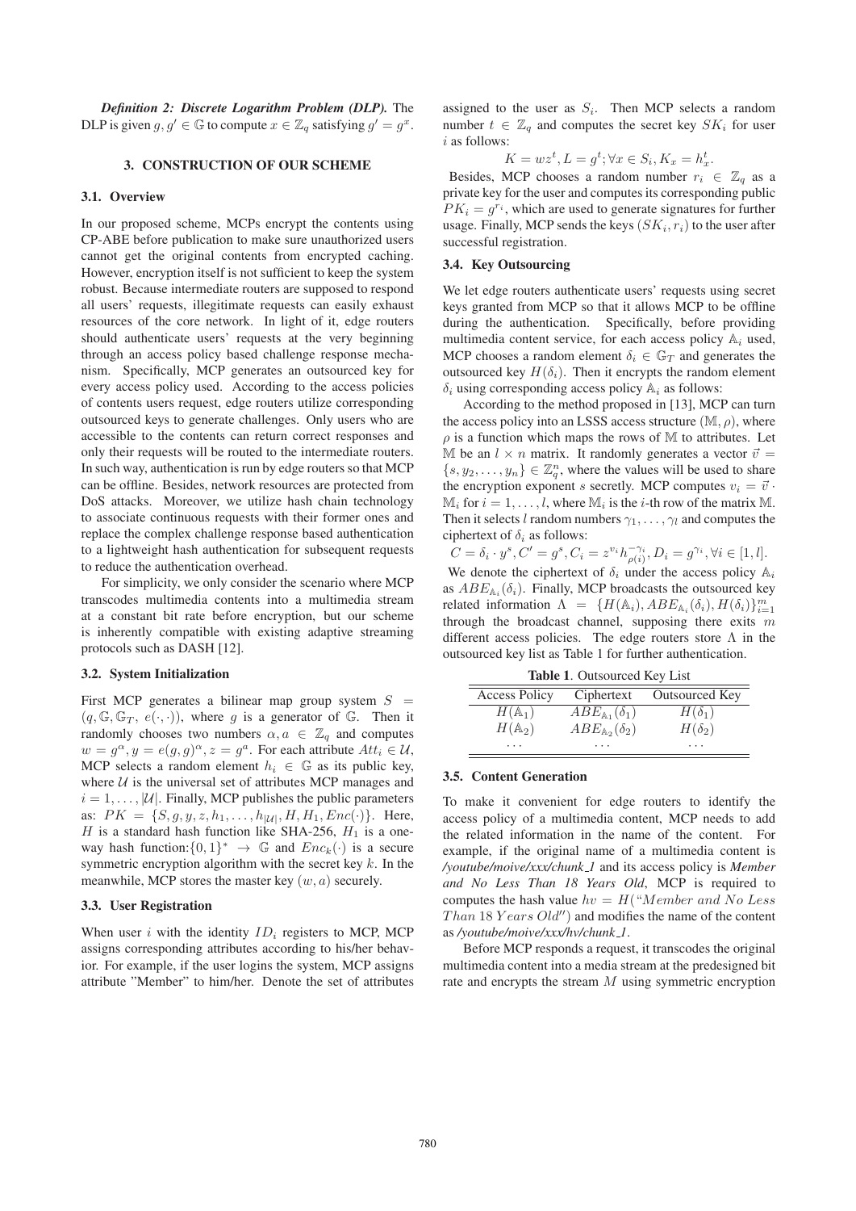***Definition 2: Discrete Logarithm Problem (DLP).*** The DLP is given $g, g' \in \mathbb{G}$ to compute $x \in \mathbb{Z}_q$ satisfying $g' = g^x$.

## 3. CONSTRUCTION OF OUR SCHEME

### 3.1. Overview

In our proposed scheme, MCPs encrypt the contents using CP-ABE before publication to make sure unauthorized users cannot get the original contents from encrypted caching. However, encryption itself is not sufficient to keep the system robust. Because intermediate routers are supposed to respond all users' requests, illegitimate requests can easily exhaust resources of the core network. In light of it, edge routers should authenticate users' requests at the very beginning through an access policy based challenge response mechanism. Specifically, MCP generates an outsourced key for every access policy used. According to the access policies of contents users request, edge routers utilize corresponding outsourced keys to generate challenges. Only users who are accessible to the contents can return correct responses and only their requests will be routed to the intermediate routers. In such way, authentication is run by edge routers so that MCP can be offline. Besides, network resources are protected from DoS attacks. Moreover, we utilize hash chain technology to associate continuous requests with their former ones and replace the complex challenge response based authentication to a lightweight hash authentication for subsequent requests to reduce the authentication overhead.

For simplicity, we only consider the scenario where MCP transcodes multimedia contents into a multimedia stream at a constant bit rate before encryption, but our scheme is inherently compatible with existing adaptive streaming protocols such as DASH [12].

### 3.2. System Initialization

First MCP generates a bilinear map group system $S = (q, \mathbb{G}, \mathbb{G}_T, e(\cdot, \cdot))$, where $g$ is a generator of $\mathbb{G}$. Then it randomly chooses two numbers $\alpha, a \in \mathbb{Z}_q$ and computes $w = g^\alpha, y = e(g, g)^\alpha, z = g^a$. For each attribute $Att_i \in \mathcal{U}$, MCP selects a random element $h_i \in \mathbb{G}$ as its public key, where $\mathcal{U}$ is the universal set of attributes MCP manages and $i = 1, \ldots, |\mathcal{U}|$. Finally, MCP publishes the public parameters as: $PK = \{S, g, y, z, h_1, \ldots, h_{|\mathcal{U}|}, H, H_1, Enc(\cdot)\}$. Here, $H$ is a standard hash function like SHA-256, $H_1$ is a one-way hash function:$\{0,1\}^* \to \mathbb{G}$ and $Enc_k(\cdot)$ is a secure symmetric encryption algorithm with the secret key $k$. In the meanwhile, MCP stores the master key $(w, a)$ securely.

### 3.3. User Registration

When user $i$ with the identity $ID_i$ registers to MCP, MCP assigns corresponding attributes according to his/her behavior. For example, if the user logins the system, MCP assigns attribute "Member" to him/her. Denote the set of attributes assigned to the user as $S_i$. Then MCP selects a random number $t \in \mathbb{Z}_q$ and computes the secret key $SK_i$ for user $i$ as follows:

$$K = wz^t, L = g^t; \forall x \in S_i, K_x = h_x^t.$$

Besides, MCP chooses a random number $r_i \in \mathbb{Z}_q$ as a private key for the user and computes its corresponding public $PK_i = g^{r_i}$, which are used to generate signatures for further usage. Finally, MCP sends the keys $(SK_i, r_i)$ to the user after successful registration.

### 3.4. Key Outsourcing

We let edge routers authenticate users' requests using secret keys granted from MCP so that it allows MCP to be offline during the authentication. Specifically, before providing multimedia content service, for each access policy $\mathbb{A}_i$ used, MCP chooses a random element $\delta_i \in \mathbb{G}_T$ and generates the outsourced key $H(\delta_i)$. Then it encrypts the random element $\delta_i$ using corresponding access policy $\mathbb{A}_i$ as follows:

According to the method proposed in [13], MCP can turn the access policy into an LSSS access structure $(\mathbb{M}, \rho)$, where $\rho$ is a function which maps the rows of $\mathbb{M}$ to attributes. Let $\mathbb{M}$ be an $l \times n$ matrix. It randomly generates a vector $\vec{v} = \{s, y_2, \ldots, y_n\} \in \mathbb{Z}_q^n$, where the values will be used to share the encryption exponent $s$ secretly. MCP computes $v_i = \vec{v} \cdot \mathbb{M}_i$ for $i = 1, \ldots, l$, where $\mathbb{M}_i$ is the $i$-th row of the matrix $\mathbb{M}$. Then it selects $l$ random numbers $\gamma_1, \ldots, \gamma_l$ and computes the ciphertext of $\delta_i$ as follows:

$$C = \delta_i \cdot y^s, C' = g^s, C_i = z^{v_i} h_{\rho(i)}^{-\gamma_i}, D_i = g^{\gamma_i}, \forall i \in [1, l].$$

We denote the ciphertext of $\delta_i$ under the access policy $\mathbb{A}_i$ as $ABE_{\mathbb{A}_i}(\delta_i)$. Finally, MCP broadcasts the outsourced key related information $\Lambda = \{H(\mathbb{A}_i), ABE_{\mathbb{A}_i}(\delta_i), H(\delta_i)\}_{i=1}^m$ through the broadcast channel, supposing there exits $m$ different access policies. The edge routers store $\Lambda$ in the outsourced key list as Table 1 for further authentication.

**Table 1**. Outsourced Key List

| Access Policy | Ciphertext | Outsourced Key |
|---|---|---|
| $H(\mathbb{A}_1)$ | $ABE_{\mathbb{A}_1}(\delta_1)$ | $H(\delta_1)$ |
| $H(\mathbb{A}_2)$ | $ABE_{\mathbb{A}_2}(\delta_2)$ | $H(\delta_2)$ |
| ... | ... | ... |

### 3.5. Content Generation

To make it convenient for edge routers to identify the access policy of a multimedia content, MCP needs to add the related information in the name of the content. For example, if the original name of a multimedia content is */youtube/moive/xxx/chunk_1* and its access policy is *Member and No Less Than 18 Years Old*, MCP is required to computes the hash value $hv = H(\text{``}Member\ and\ No\ Less\ Than\ 18\ Years\ Old\text{''})$ and modifies the name of the content as */youtube/moive/xxx/hv/chunk_1*.

Before MCP responds a request, it transcodes the original multimedia content into a media stream at the predesigned bit rate and encrypts the stream $M$ using symmetric encryption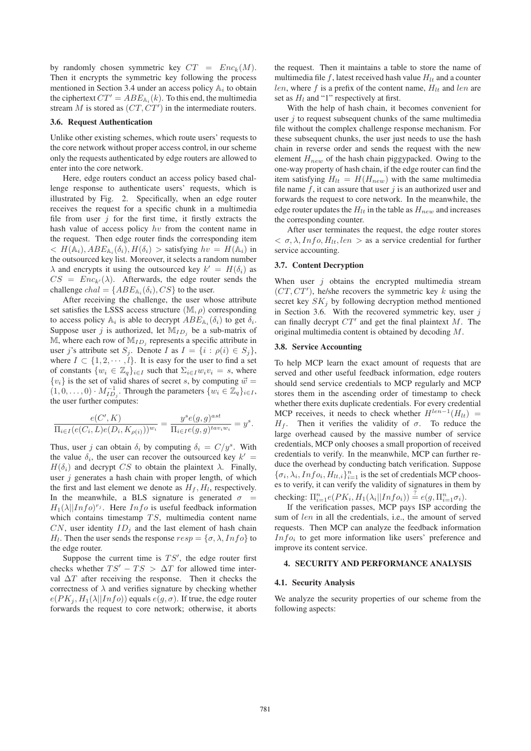by randomly chosen symmetric key $CT = Enc_k(M)$. Then it encrypts the symmetric key following the process mentioned in Section 3.4 under an access policy $\mathbb{A}_i$ to obtain the ciphertext $CT' = ABE_{\mathbb{A}_i}(k)$. To this end, the multimedia stream $M$ is stored as $(CT, CT')$ in the intermediate routers.

### 3.6. Request Authentication

Unlike other existing schemes, which route users' requests to the core network without proper access control, in our scheme only the requests authenticated by edge routers are allowed to enter into the core network.

Here, edge routers conduct an access policy based challenge response to authenticate users' requests, which is illustrated by Fig. 2. Specifically, when an edge router receives the request for a specific chunk in a multimedia file from user $j$ for the first time, it firstly extracts the hash value of access policy $hv$ from the content name in the request. Then edge router finds the corresponding item $< H(\mathbb{A}_i), ABE_{\mathbb{A}_i}(\delta_i), H(\delta_i) >$ satisfying $hv = H(\mathbb{A}_i)$ in the outsourced key list. Moreover, it selects a random number $\lambda$ and encrypts it using the outsourced key $k' = H(\delta_i)$ as $CS = Enc_{k'}(\lambda)$. Afterwards, the edge router sends the challenge $chal = \{ABE_{\mathbb{A}_i}(\delta_i), CS\}$ to the user.

After receiving the challenge, the user whose attribute set satisfies the LSSS access structure $(\mathbb{M}, \rho)$ corresponding to access policy $\mathbb{A}_i$ is able to decrypt $ABE_{\mathbb{A}_i}(\delta_i)$ to get $\delta_i$. Suppose user $j$ is authorized, let $\mathbb{M}_{ID_j}$ be a sub-matrix of $\mathbb{M}$, where each row of $\mathbb{M}_{ID_j}$ represents a specific attribute in user $j$'s attribute set $S_j$. Denote $I$ as $I = \{i : \rho(i) \in S_j\}$, where $I \subset \{1, 2, \cdots, l\}$. It is easy for the user to find a set of constants $\{w_i \in \mathbb{Z}_q\}_{i \in I}$ such that $\Sigma_{i \in I} w_i v_i = s$, where $\{v_i\}$ is the set of valid shares of secret $s$, by computing $\vec{w} = (1, 0, \ldots, 0) \cdot M^{-1}_{ID_j}$. Through the parameters $\{w_i \in \mathbb{Z}_q\}_{i \in I}$, the user further computes:

$$\frac{e(C', K)}{\Pi_{i \in I}(e(C_i, L)e(D_i, K_{\rho(i)}))^{w_i}} = \frac{y^s e(g, g)^{ast}}{\Pi_{i \in I} e(g, g)^{tav_i w_i}} = y^s.$$

Thus, user $j$ can obtain $\delta_i$ by computing $\delta_i = C/y^s$. With the value $\delta_i$, the user can recover the outsourced key $k' = H(\delta_i)$ and decrypt $CS$ to obtain the plaintext $\lambda$. Finally, user $j$ generates a hash chain with proper length, of which the first and last element we denote as $H_f, H_l$, respectively. In the meanwhile, a BLS signature is generated $\sigma = H_1(\lambda || Info)^{r_j}$. Here $Info$ is useful feedback information which contains timestamp $TS$, multimedia content name $CN$, user identity $ID_j$ and the last element of hash chain $H_l$. Then the user sends the response $resp = \{\sigma, \lambda, Info\}$ to the edge router.

Suppose the current time is $TS'$, the edge router first checks whether $TS' - TS > \Delta T$ for allowed time interval $\Delta T$ after receiving the response. Then it checks the correctness of $\lambda$ and verifies signature by checking whether $e(PK_j, H_1(\lambda || Info))$ equals $e(g, \sigma)$. If true, the edge router forwards the request to core network; otherwise, it aborts the request. Then it maintains a table to store the name of multimedia file $f$, latest received hash value $H_{lt}$ and a counter $len$, where $f$ is a prefix of the content name, $H_{lt}$ and $len$ are set as $H_l$ and "1" respectively at first.

With the help of hash chain, it becomes convenient for user $j$ to request subsequent chunks of the same multimedia file without the complex challenge response mechanism. For these subsequent chunks, the user just needs to use the hash chain in reverse order and sends the request with the new element $H_{new}$ of the hash chain piggypacked. Owing to the one-way property of hash chain, if the edge router can find the item satisfying $H_{lt} = H(H_{new})$ with the same multimedia file name $f$, it can assure that user $j$ is an authorized user and forwards the request to core network. In the meanwhile, the edge router updates the $H_{lt}$ in the table as $H_{new}$ and increases the corresponding counter.

After user terminates the request, the edge router stores $< \sigma, \lambda, Info, H_{lt}, len >$ as a service credential for further service accounting.

### 3.7. Content Decryption

When user $j$ obtains the encrypted multimedia stream $(CT, CT')$, he/she recovers the symmetric key $k$ using the secret key $SK_j$ by following decryption method mentioned in Section 3.6. With the recovered symmetric key, user $j$ can finally decrypt $CT'$ and get the final plaintext $M$. The original multimedia content is obtained by decoding $M$.

### 3.8. Service Accounting

To help MCP learn the exact amount of requests that are served and other useful feedback information, edge routers should send service credentials to MCP regularly and MCP stores them in the ascending order of timestamp to check whether there exits duplicate credentials. For every credential MCP receives, it needs to check whether $H^{len-1}(H_{lt}) = H_f$. Then it verifies the validity of $\sigma$. To reduce the large overhead caused by the massive number of service credentials, MCP only chooses a small proportion of received credentials to verify. In the meanwhile, MCP can further reduce the overhead by conducting batch verification. Suppose $\{\sigma_i, \lambda_i, Info_i, H_{lt,i}\}_{i=1}^n$ is the set of credentials MCP chooses to verify, it can verify the validity of signatures in them by checking: $\Pi_{i=1}^n e(PK_i, H_1(\lambda_i || Info_i)) \overset{?}{=} e(g, \Pi_{i=1}^n \sigma_i)$.

If the verification passes, MCP pays ISP according the sum of $len$ in all the credentials, i.e., the amount of served requests. Then MCP can analyze the feedback information $Info_i$ to get more information like users' preference and improve its content service.

## 4. SECURITY AND PERFORMANCE ANALYSIS

### 4.1. Security Analysis

We analyze the security properties of our scheme from the following aspects: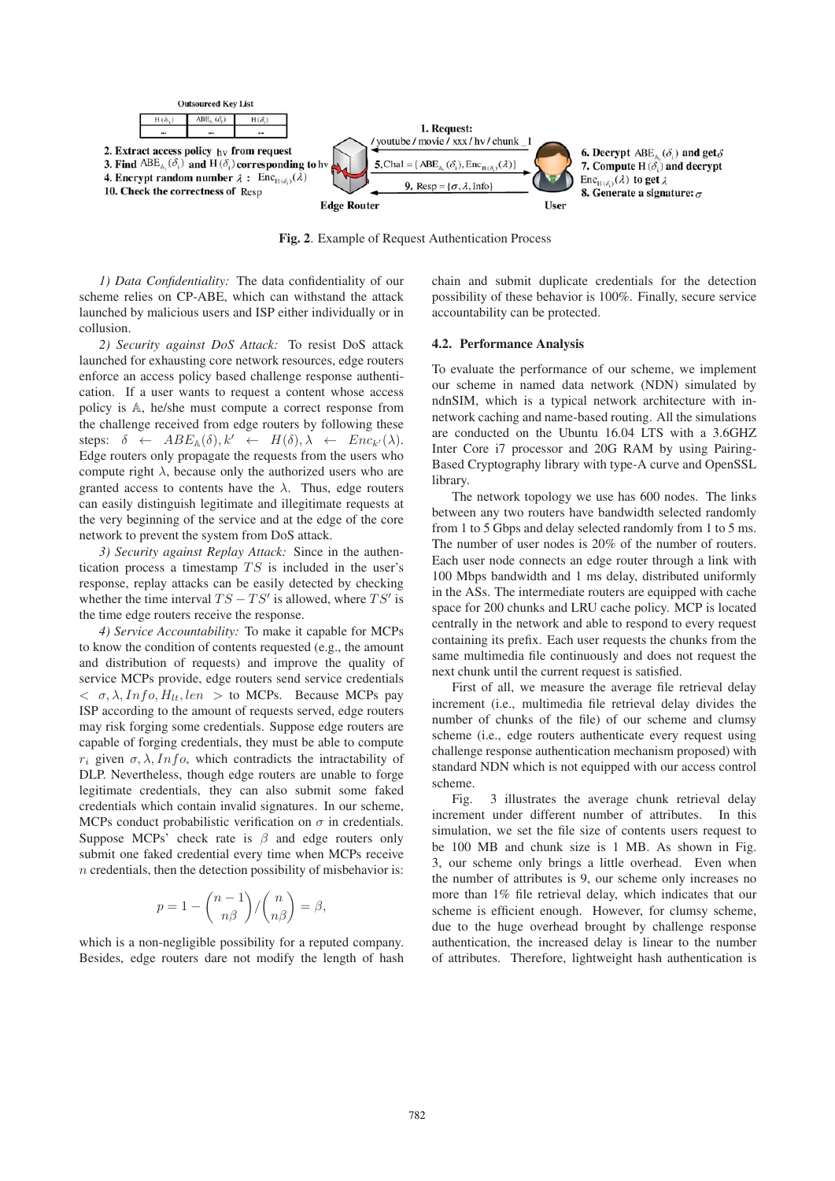**Fig. 2**. Example of Request Authentication Process

*1) Data Confidentiality:* The data confidentiality of our scheme relies on CP-ABE, which can withstand the attack launched by malicious users and ISP either individually or in collusion.

*2) Security against DoS Attack:* To resist DoS attack launched for exhausting core network resources, edge routers enforce an access policy based challenge response authentication. If a user wants to request a content whose access policy is $\mathbb{A}$, he/she must compute a correct response from the challenge received from edge routers by following these steps: $\delta \leftarrow ABE_{\mathbb{A}}(\delta), k' \leftarrow H(\delta), \lambda \leftarrow Enc_{k'}(\lambda)$. Edge routers only propagate the requests from the users who compute right $\lambda$, because only the authorized users who are granted access to contents have the $\lambda$. Thus, edge routers can easily distinguish legitimate and illegitimate requests at the very beginning of the service and at the edge of the core network to prevent the system from DoS attack.

*3) Security against Replay Attack:* Since in the authentication process a timestamp $TS$ is included in the user's response, replay attacks can be easily detected by checking whether the time interval $TS - TS'$ is allowed, where $TS'$ is the time edge routers receive the response.

*4) Service Accountability:* To make it capable for MCPs to know the condition of contents requested (e.g., the amount and distribution of requests) and improve the quality of service MCPs provide, edge routers send service credentials $< \sigma, \lambda, Info, H_{lt}, len >$ to MCPs. Because MCPs pay ISP according to the amount of requests served, edge routers may risk forging some credentials. Suppose edge routers are capable of forging credentials, they must be able to compute $r_i$ given $\sigma, \lambda, Info$, which contradicts the intractability of DLP. Nevertheless, though edge routers are unable to forge legitimate credentials, they can also submit some faked credentials which contain invalid signatures. In our scheme, MCPs conduct probabilistic verification on $\sigma$ in credentials. Suppose MCPs' check rate is $\beta$ and edge routers only submit one faked credential every time when MCPs receive $n$ credentials, then the detection possibility of misbehavior is:

$$p = 1 - \binom{n-1}{n\beta} / \binom{n}{n\beta} = \beta,$$

which is a non-negligible possibility for a reputed company. Besides, edge routers dare not modify the length of hash chain and submit duplicate credentials for the detection possibility of these behavior is 100%. Finally, secure service accountability can be protected.

### 4.2. Performance Analysis

To evaluate the performance of our scheme, we implement our scheme in named data network (NDN) simulated by ndnSIM, which is a typical network architecture with in-network caching and name-based routing. All the simulations are conducted on the Ubuntu 16.04 LTS with a 3.6GHZ Inter Core i7 processor and 20G RAM by using Pairing-Based Cryptography library with type-A curve and OpenSSL library.

The network topology we use has 600 nodes. The links between any two routers have bandwidth selected randomly from 1 to 5 Gbps and delay selected randomly from 1 to 5 ms. The number of user nodes is 20% of the number of routers. Each user node connects an edge router through a link with 100 Mbps bandwidth and 1 ms delay, distributed uniformly in the ASs. The intermediate routers are equipped with cache space for 200 chunks and LRU cache policy. MCP is located centrally in the network and able to respond to every request containing its prefix. Each user requests the chunks from the same multimedia file continuously and does not request the next chunk until the current request is satisfied.

First of all, we measure the average file retrieval delay increment (i.e., multimedia file retrieval delay divides the number of chunks of the file) of our scheme and clumsy scheme (i.e., edge routers authenticate every request using challenge response authentication mechanism proposed) with standard NDN which is not equipped with our access control scheme.

Fig. 3 illustrates the average chunk retrieval delay increment under different number of attributes. In this simulation, we set the file size of contents users request to be 100 MB and chunk size is 1 MB. As shown in Fig. 3, our scheme only brings a little overhead. Even when the number of attributes is 9, our scheme only increases no more than 1% file retrieval delay, which indicates that our scheme is efficient enough. However, for clumsy scheme, due to the huge overhead brought by challenge response authentication, the increased delay is linear to the number of attributes. Therefore, lightweight hash authentication is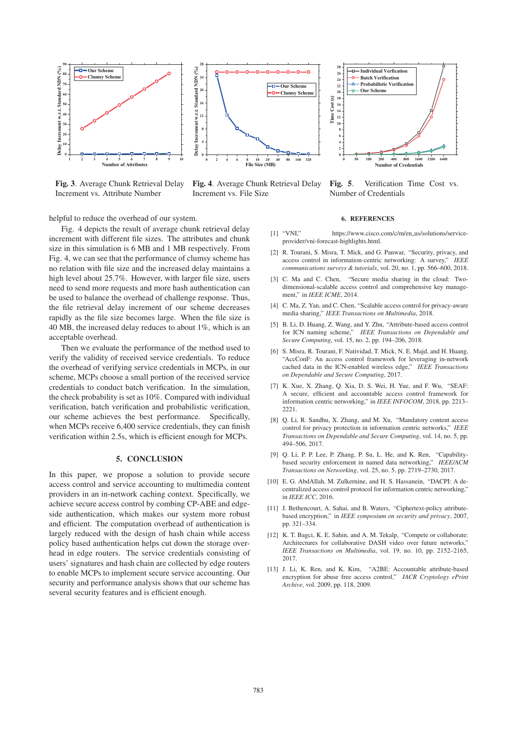Delay Increment w.r.t. Standard NDN (%)
90
80
70
60
50
40
30
20
10
0
1 2 3 4 5 6 7 8 9 10
Number of Attributes
Our Scheme
Clumsy Scheme

Fig. 3. Average Chunk Retrieval Delay Increment vs. Attribute Number

Delay Increment w.r.t. Standard NDN (%)
28
24
20
16
12
8
4
0
0 2 4 6 8 10 20 40 80 160 320
File Size (MB)
Our Scheme
Clumsy Scheme

Fig. 4. Average Chunk Retrieval Delay Increment vs. File Size

Time Cost (s)
28
26
24
22
20
18
16
14
12
10
8
6
4
2
0
0 50 100 200 400 800 1600 3200 6400
Number of Credentials
Individual Verfication
Batch Verification
Probabilistic Verification
Our Scheme

Fig. 5. Verification Time Cost vs. Number of Credentials

helpful to reduce the overhead of our system.

Fig. 4 depicts the result of average chunk retrieval delay increment with different file sizes. The attributes and chunk size in this simulation is 6 MB and 1 MB respectively. From Fig. 4, we can see that the performance of clumsy scheme has no relation with file size and the increased delay maintains a high level about 25.7%. However, with larger file size, users need to send more requests and more hash authentication can be used to balance the overhead of challenge response. Thus, the file retrieval delay increment of our scheme decreases rapidly as the file size becomes large. When the file size is 40 MB, the increased delay reduces to about 1%, which is an acceptable overhead.

Then we evaluate the performance of the method used to verify the validity of received service credentials. To reduce the overhead of verifying service credentials in MCPs, in our scheme, MCPs choose a small portion of the received service credentials to conduct batch verification. In the simulation, the check probability is set as 10%. Compared with individual verification, batch verification and probabilistic verification, our scheme achieves the best performance. Specifically, when MCPs receive 6,400 service credentials, they can finish verification within 2.5s, which is efficient enough for MCPs.

## 5. CONCLUSION

In this paper, we propose a solution to provide secure access control and service accounting to multimedia content providers in an in-network caching context. Specifically, we achieve secure access control by combing CP-ABE and edge-side authentication, which makes our system more robust and efficient. The computation overhead of authentication is largely reduced with the design of hash chain while access policy based authentication helps cut down the storage overhead in edge routers. The service credentials consisting of users' signatures and hash chain are collected by edge routers to enable MCPs to implement secure service accounting. Our security and performance analysis shows that our scheme has several security features and is efficient enough.

## 6. REFERENCES

[1] "VNI," https://www.cisco.com/c/m/en_us/solutions/service-provider/vni-forecast-highlights.html.

[2] R. Tourani, S. Misra, T. Mick, and G. Panwar, "Security, privacy, and access control in information-centric networking: A survey," *IEEE communications surveys & tutorials*, vol. 20, no. 1, pp. 566–600, 2018.

[3] C. Ma and C. Chen, "Secure media sharing in the cloud: Two-dimensional-scalable access control and comprehensive key management," in *IEEE ICME*, 2014.

[4] C. Ma, Z. Yan, and C. Chen, "Scalable access control for privacy-aware media sharing," *IEEE Transactions on Multimedia*, 2018.

[5] B. Li, D. Huang, Z. Wang, and Y. Zhu, "Attribute-based access control for ICN naming scheme," *IEEE Transactions on Dependable and Secure Computing*, vol. 15, no. 2, pp. 194–206, 2018.

[6] S. Misra, R. Tourani, F. Natividad, T. Mick, N. E. Majd, and H. Huang, "AccConF: An access control framework for leveraging in-network cached data in the ICN-enabled wireless edge," *IEEE Transactions on Dependable and Secure Computing*, 2017.

[7] K. Xue, X. Zhang, Q. Xia, D. S. Wei, H. Yue, and F. Wu, "SEAF: A secure, efficient and accountable access control framework for information centric networking," in *IEEE INFOCOM*, 2018, pp. 2213–2221.

[8] Q. Li, R. Sandhu, X. Zhang, and M. Xu, "Mandatory content access control for privacy protection in information centric networks," *IEEE Transactions on Dependable and Secure Computing*, vol. 14, no. 5, pp. 494–506, 2017.

[9] Q. Li, P. P. Lee, P. Zhang, P. Su, L. He, and K. Ren, "Capability-based security enforcement in named data networking," *IEEE/ACM Transactions on Networking*, vol. 25, no. 5, pp. 2719–2730, 2017.

[10] E. G. AbdAllah, M. Zulkernine, and H. S. Hassanein, "DACPI: A decentralized access control protocol for information centric networking," in *IEEE ICC*, 2016.

[11] J. Bethencourt, A. Sahai, and B. Waters, "Ciphertext-policy attribute-based encryption," in *IEEE symposium on security and privacy*, 2007, pp. 321–334.

[12] K. T. Bagci, K. E. Sahin, and A. M. Tekalp, "Compete or collaborate: Architectures for collaborative DASH video over future networks," *IEEE Transactions on Multimedia*, vol. 19, no. 10, pp. 2152–2165, 2017.

[13] J. Li, K. Ren, and K. Kim, "A2BE: Accountable attribute-based encryption for abuse free access control," *IACR Cryptology ePrint Archive*, vol. 2009, pp. 118, 2009.